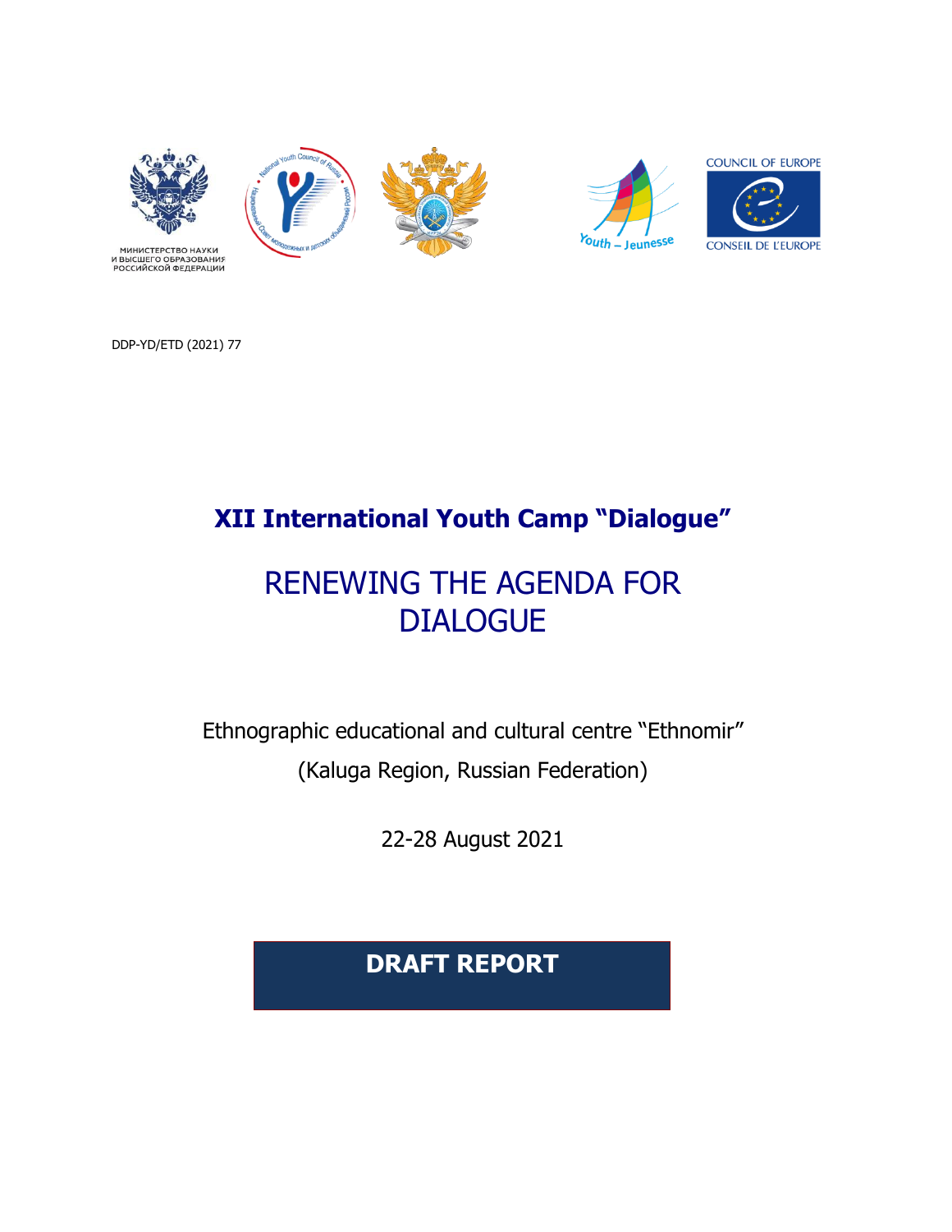МИНИСТЕРСТВО НАУКИ И ВЫСШЕГО ОБРАЗОВАНИЯ РОССИЙСКОЙ ФЕДЕРАЦИИ

Youth – Jeunesse

COUNCIL OF EUROPE
CONSEIL DE L'EUROPE

DDP-YD/ETD (2021) 77

# XII International Youth Camp "Dialogue"

# RENEWING THE AGENDA FOR DIALOGUE

Ethnographic educational and cultural centre "Ethnomir"

(Kaluga Region, Russian Federation)

22-28 August 2021

**DRAFT REPORT**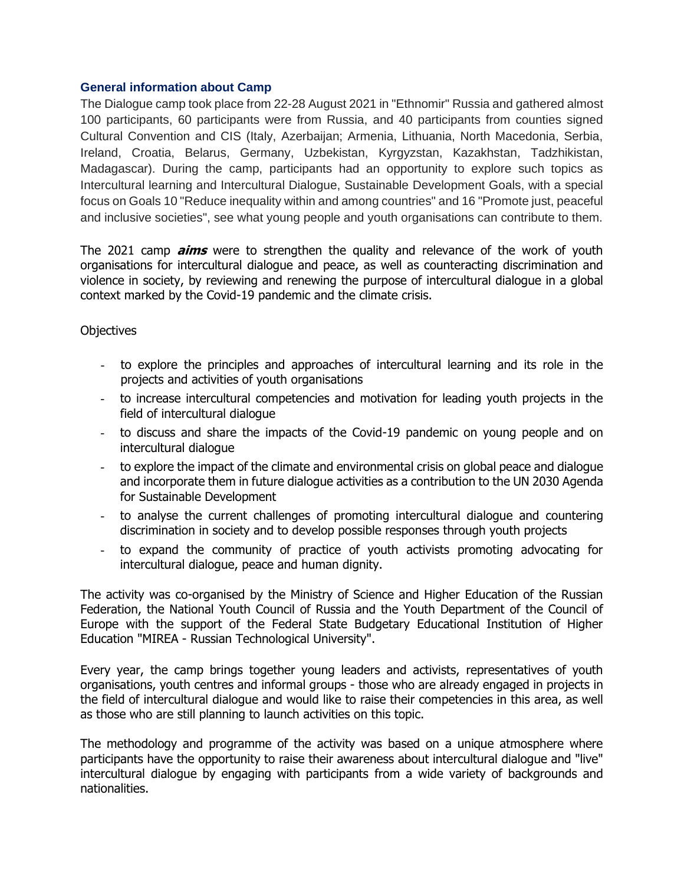### General information about Camp

The Dialogue camp took place from 22-28 August 2021 in "Ethnomir" Russia and gathered almost 100 participants, 60 participants were from Russia, and 40 participants from counties signed Cultural Convention and CIS (Italy, Azerbaijan; Armenia, Lithuania, North Macedonia, Serbia, Ireland, Croatia, Belarus, Germany, Uzbekistan, Kyrgyzstan, Kazakhstan, Tadzhikistan, Madagascar). During the camp, participants had an opportunity to explore such topics as Intercultural learning and Intercultural Dialogue, Sustainable Development Goals, with a special focus on Goals 10 "Reduce inequality within and among countries" and 16 "Promote just, peaceful and inclusive societies", see what young people and youth organisations can contribute to them.

The 2021 camp ***aims*** were to strengthen the quality and relevance of the work of youth organisations for intercultural dialogue and peace, as well as counteracting discrimination and violence in society, by reviewing and renewing the purpose of intercultural dialogue in a global context marked by the Covid-19 pandemic and the climate crisis.

Objectives

- to explore the principles and approaches of intercultural learning and its role in the projects and activities of youth organisations
- to increase intercultural competencies and motivation for leading youth projects in the field of intercultural dialogue
- to discuss and share the impacts of the Covid-19 pandemic on young people and on intercultural dialogue
- to explore the impact of the climate and environmental crisis on global peace and dialogue and incorporate them in future dialogue activities as a contribution to the UN 2030 Agenda for Sustainable Development
- to analyse the current challenges of promoting intercultural dialogue and countering discrimination in society and to develop possible responses through youth projects
- to expand the community of practice of youth activists promoting advocating for intercultural dialogue, peace and human dignity.

The activity was co-organised by the Ministry of Science and Higher Education of the Russian Federation, the National Youth Council of Russia and the Youth Department of the Council of Europe with the support of the Federal State Budgetary Educational Institution of Higher Education "MIREA - Russian Technological University".

Every year, the camp brings together young leaders and activists, representatives of youth organisations, youth centres and informal groups - those who are already engaged in projects in the field of intercultural dialogue and would like to raise their competencies in this area, as well as those who are still planning to launch activities on this topic.

The methodology and programme of the activity was based on a unique atmosphere where participants have the opportunity to raise their awareness about intercultural dialogue and "live" intercultural dialogue by engaging with participants from a wide variety of backgrounds and nationalities.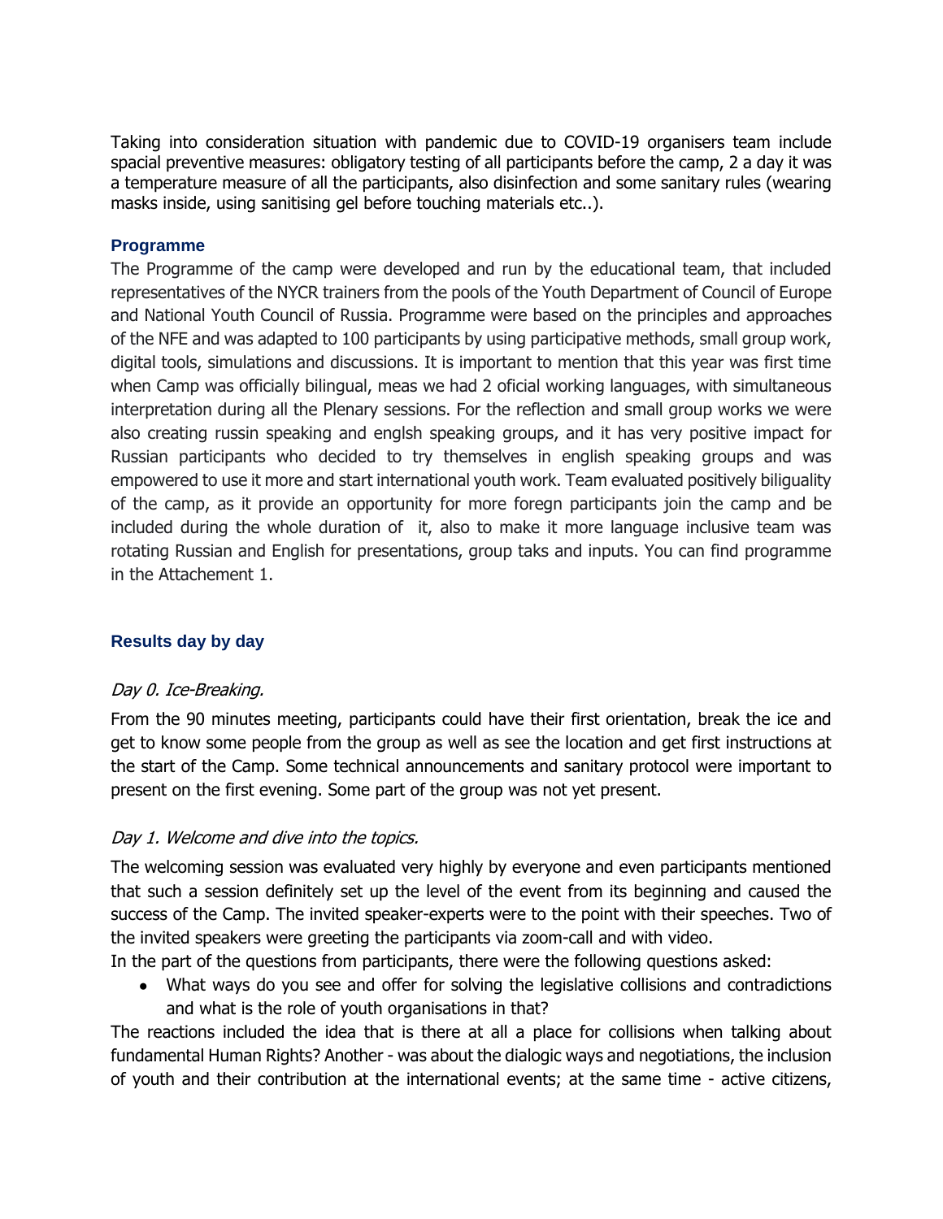Taking into consideration situation with pandemic due to COVID-19 organisers team include spacial preventive measures: obligatory testing of all participants before the camp, 2 a day it was a temperature measure of all the participants, also disinfection and some sanitary rules (wearing masks inside, using sanitising gel before touching materials etc..).

### Programme

The Programme of the camp were developed and run by the educational team, that included representatives of the NYCR trainers from the pools of the Youth Department of Council of Europe and National Youth Council of Russia. Programme were based on the principles and approaches of the NFE and was adapted to 100 participants by using participative methods, small group work, digital tools, simulations and discussions. It is important to mention that this year was first time when Camp was officially bilingual, meas we had 2 oficial working languages, with simultaneous interpretation during all the Plenary sessions. For the reflection and small group works we were also creating russin speaking and englsh speaking groups, and it has very positive impact for Russian participants who decided to try themselves in english speaking groups and was empowered to use it more and start international youth work. Team evaluated positively biliguality of the camp, as it provide an opportunity for more foregn participants join the camp and be included during the whole duration of it, also to make it more language inclusive team was rotating Russian and English for presentations, group taks and inputs. You can find programme in the Attachement 1.

### Results day by day

*Day 0. Ice-Breaking.*

From the 90 minutes meeting, participants could have their first orientation, break the ice and get to know some people from the group as well as see the location and get first instructions at the start of the Camp. Some technical announcements and sanitary protocol were important to present on the first evening. Some part of the group was not yet present.

*Day 1. Welcome and dive into the topics.*

The welcoming session was evaluated very highly by everyone and even participants mentioned that such a session definitely set up the level of the event from its beginning and caused the success of the Camp. The invited speaker-experts were to the point with their speeches. Two of the invited speakers were greeting the participants via zoom-call and with video.

In the part of the questions from participants, there were the following questions asked:

- What ways do you see and offer for solving the legislative collisions and contradictions and what is the role of youth organisations in that?

The reactions included the idea that is there at all a place for collisions when talking about fundamental Human Rights? Another - was about the dialogic ways and negotiations, the inclusion of youth and their contribution at the international events; at the same time - active citizens,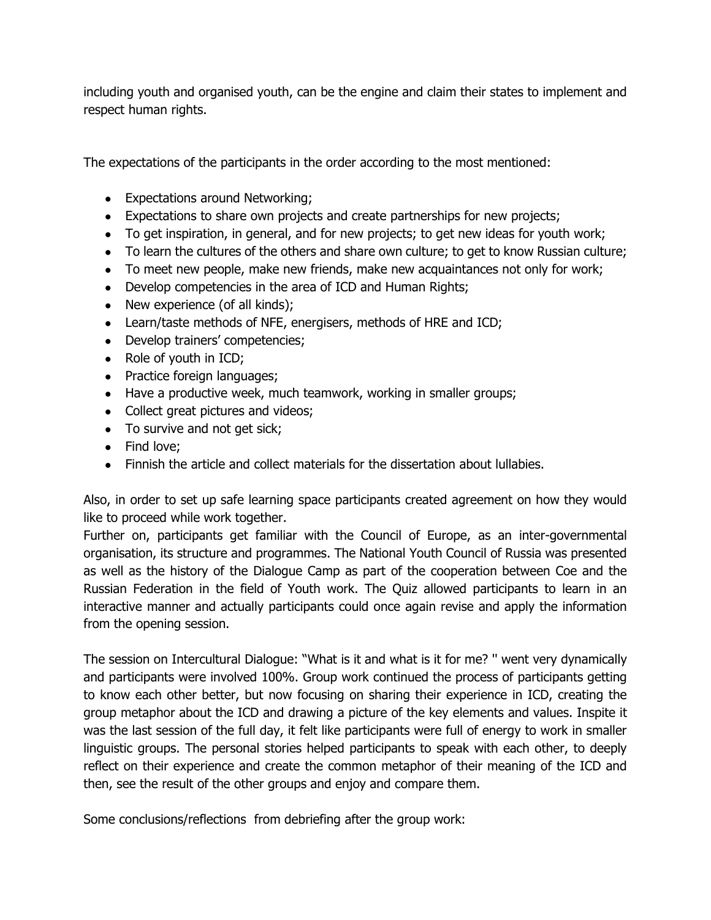including youth and organised youth, can be the engine and claim their states to implement and respect human rights.

The expectations of the participants in the order according to the most mentioned:

- Expectations around Networking;
- Expectations to share own projects and create partnerships for new projects;
- To get inspiration, in general, and for new projects; to get new ideas for youth work;
- To learn the cultures of the others and share own culture; to get to know Russian culture;
- To meet new people, make new friends, make new acquaintances not only for work;
- Develop competencies in the area of ICD and Human Rights;
- New experience (of all kinds);
- Learn/taste methods of NFE, energisers, methods of HRE and ICD;
- Develop trainers' competencies;
- Role of youth in ICD;
- Practice foreign languages;
- Have a productive week, much teamwork, working in smaller groups;
- Collect great pictures and videos;
- To survive and not get sick;
- Find love;
- Finnish the article and collect materials for the dissertation about lullabies.

Also, in order to set up safe learning space participants created agreement on how they would like to proceed while work together.
Further on, participants get familiar with the Council of Europe, as an inter-governmental organisation, its structure and programmes. The National Youth Council of Russia was presented as well as the history of the Dialogue Camp as part of the cooperation between Coe and the Russian Federation in the field of Youth work. The Quiz allowed participants to learn in an interactive manner and actually participants could once again revise and apply the information from the opening session.

The session on Intercultural Dialogue: "What is it and what is it for me? '' went very dynamically and participants were involved 100%. Group work continued the process of participants getting to know each other better, but now focusing on sharing their experience in ICD, creating the group metaphor about the ICD and drawing a picture of the key elements and values. Inspite it was the last session of the full day, it felt like participants were full of energy to work in smaller linguistic groups. The personal stories helped participants to speak with each other, to deeply reflect on their experience and create the common metaphor of their meaning of the ICD and then, see the result of the other groups and enjoy and compare them.

Some conclusions/reflections from debriefing after the group work: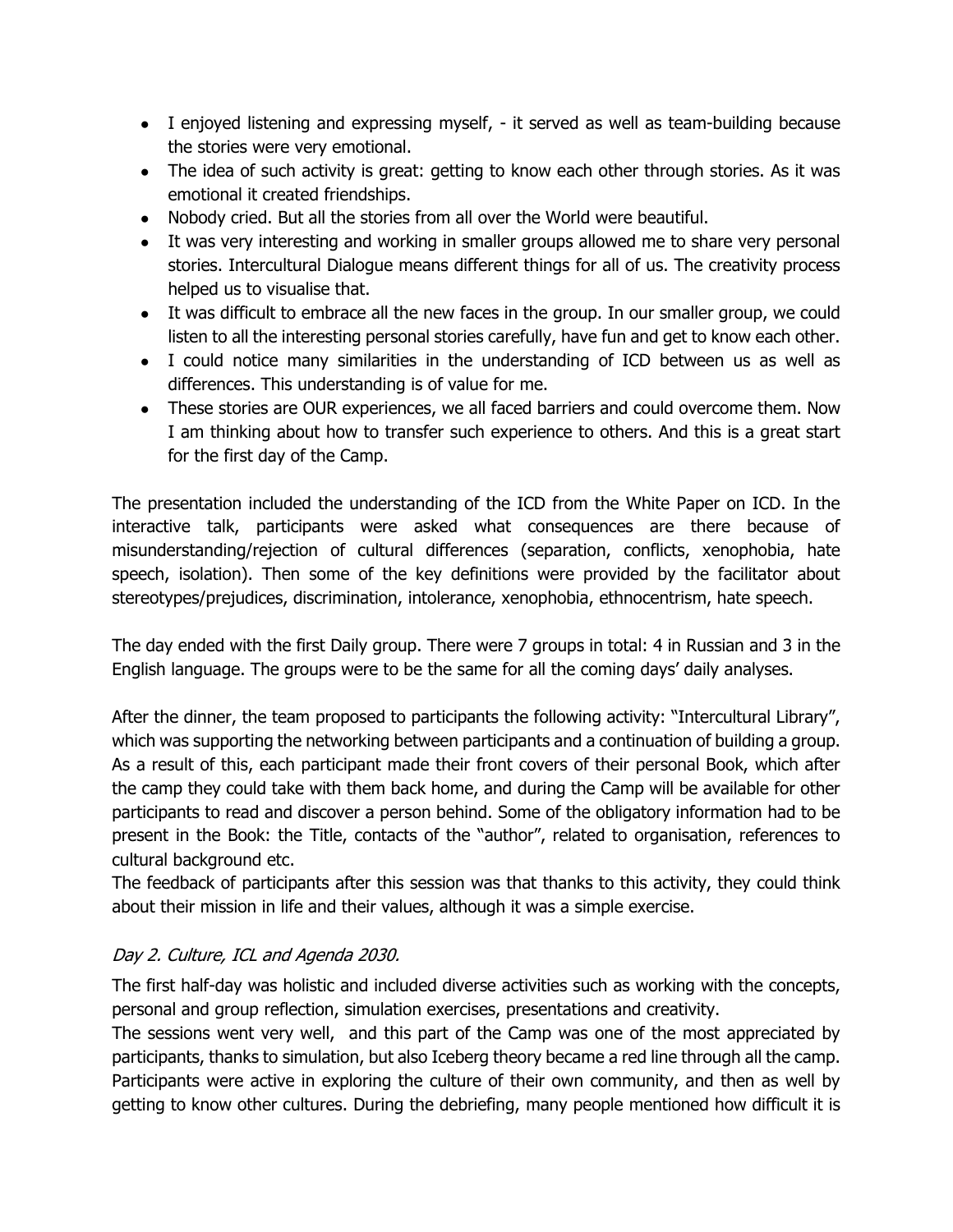- I enjoyed listening and expressing myself, - it served as well as team-building because the stories were very emotional.
- The idea of such activity is great: getting to know each other through stories. As it was emotional it created friendships.
- Nobody cried. But all the stories from all over the World were beautiful.
- It was very interesting and working in smaller groups allowed me to share very personal stories. Intercultural Dialogue means different things for all of us. The creativity process helped us to visualise that.
- It was difficult to embrace all the new faces in the group. In our smaller group, we could listen to all the interesting personal stories carefully, have fun and get to know each other.
- I could notice many similarities in the understanding of ICD between us as well as differences. This understanding is of value for me.
- These stories are OUR experiences, we all faced barriers and could overcome them. Now I am thinking about how to transfer such experience to others. And this is a great start for the first day of the Camp.

The presentation included the understanding of the ICD from the White Paper on ICD. In the interactive talk, participants were asked what consequences are there because of misunderstanding/rejection of cultural differences (separation, conflicts, xenophobia, hate speech, isolation). Then some of the key definitions were provided by the facilitator about stereotypes/prejudices, discrimination, intolerance, xenophobia, ethnocentrism, hate speech.

The day ended with the first Daily group. There were 7 groups in total: 4 in Russian and 3 in the English language. The groups were to be the same for all the coming days' daily analyses.

After the dinner, the team proposed to participants the following activity: "Intercultural Library", which was supporting the networking between participants and a continuation of building a group. As a result of this, each participant made their front covers of their personal Book, which after the camp they could take with them back home, and during the Camp will be available for other participants to read and discover a person behind. Some of the obligatory information had to be present in the Book: the Title, contacts of the "author", related to organisation, references to cultural background etc.
The feedback of participants after this session was that thanks to this activity, they could think about their mission in life and their values, although it was a simple exercise.

### *Day 2. Culture, ICL and Agenda 2030.*

The first half-day was holistic and included diverse activities such as working with the concepts, personal and group reflection, simulation exercises, presentations and creativity.
The sessions went very well, and this part of the Camp was one of the most appreciated by participants, thanks to simulation, but also Iceberg theory became a red line through all the camp. Participants were active in exploring the culture of their own community, and then as well by getting to know other cultures. During the debriefing, many people mentioned how difficult it is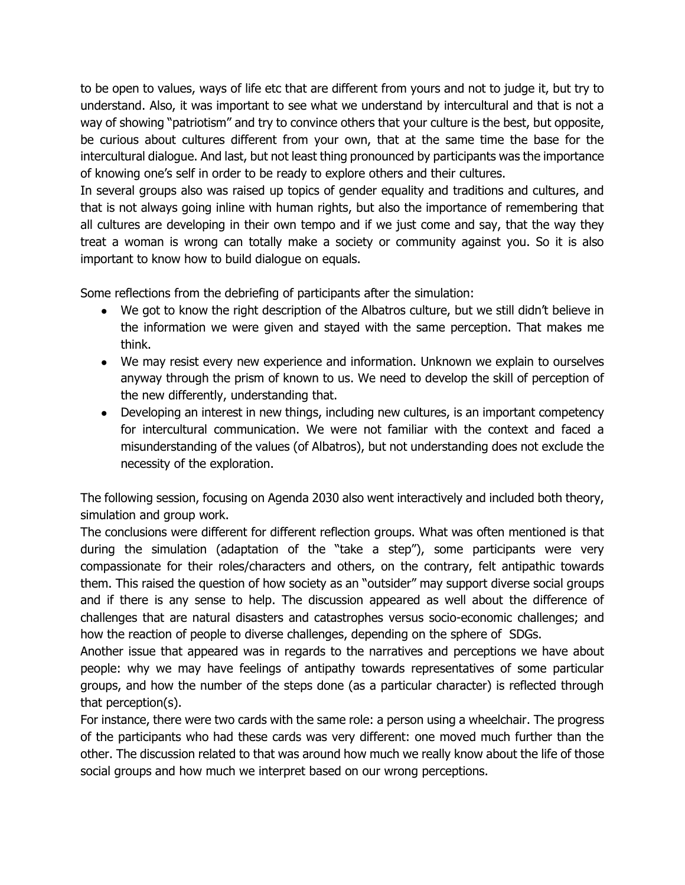to be open to values, ways of life etc that are different from yours and not to judge it, but try to understand. Also, it was important to see what we understand by intercultural and that is not a way of showing "patriotism" and try to convince others that your culture is the best, but opposite, be curious about cultures different from your own, that at the same time the base for the intercultural dialogue. And last, but not least thing pronounced by participants was the importance of knowing one's self in order to be ready to explore others and their cultures.

In several groups also was raised up topics of gender equality and traditions and cultures, and that is not always going inline with human rights, but also the importance of remembering that all cultures are developing in their own tempo and if we just come and say, that the way they treat a woman is wrong can totally make a society or community against you. So it is also important to know how to build dialogue on equals.

Some reflections from the debriefing of participants after the simulation:

- We got to know the right description of the Albatros culture, but we still didn't believe in the information we were given and stayed with the same perception. That makes me think.
- We may resist every new experience and information. Unknown we explain to ourselves anyway through the prism of known to us. We need to develop the skill of perception of the new differently, understanding that.
- Developing an interest in new things, including new cultures, is an important competency for intercultural communication. We were not familiar with the context and faced a misunderstanding of the values (of Albatros), but not understanding does not exclude the necessity of the exploration.

The following session, focusing on Agenda 2030 also went interactively and included both theory, simulation and group work.

The conclusions were different for different reflection groups. What was often mentioned is that during the simulation (adaptation of the "take a step"), some participants were very compassionate for their roles/characters and others, on the contrary, felt antipathic towards them. This raised the question of how society as an "outsider" may support diverse social groups and if there is any sense to help. The discussion appeared as well about the difference of challenges that are natural disasters and catastrophes versus socio-economic challenges; and how the reaction of people to diverse challenges, depending on the sphere of SDGs.

Another issue that appeared was in regards to the narratives and perceptions we have about people: why we may have feelings of antipathy towards representatives of some particular groups, and how the number of the steps done (as a particular character) is reflected through that perception(s).

For instance, there were two cards with the same role: a person using a wheelchair. The progress of the participants who had these cards was very different: one moved much further than the other. The discussion related to that was around how much we really know about the life of those social groups and how much we interpret based on our wrong perceptions.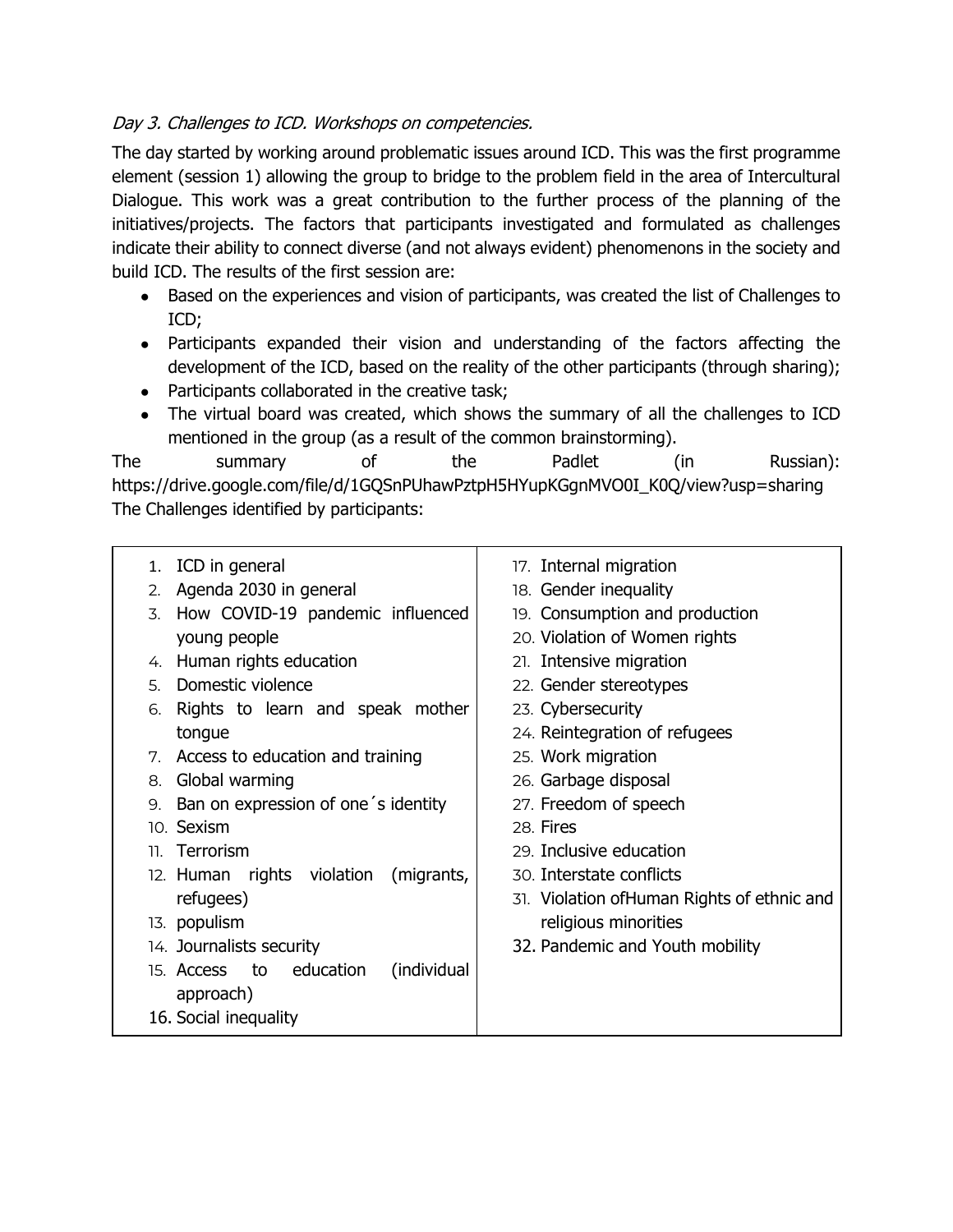*Day 3. Challenges to ICD. Workshops on competencies.*

The day started by working around problematic issues around ICD. This was the first programme element (session 1) allowing the group to bridge to the problem field in the area of Intercultural Dialogue. This work was a great contribution to the further process of the planning of the initiatives/projects. The factors that participants investigated and formulated as challenges indicate their ability to connect diverse (and not always evident) phenomenons in the society and build ICD. The results of the first session are:

- Based on the experiences and vision of participants, was created the list of Challenges to ICD;
- Participants expanded their vision and understanding of the factors affecting the development of the ICD, based on the reality of the other participants (through sharing);
- Participants collaborated in the creative task;
- The virtual board was created, which shows the summary of all the challenges to ICD mentioned in the group (as a result of the common brainstorming).

The summary of the Padlet (in Russian): https://drive.google.com/file/d/1GQSnPUhawPztpH5HYupKGgnMVO0I_K0Q/view?usp=sharing

The Challenges identified by participants:

1. ICD in general
2. Agenda 2030 in general
3. How COVID-19 pandemic influenced young people
4. Human rights education
5. Domestic violence
6. Rights to learn and speak mother tongue
7. Access to education and training
8. Global warming
9. Ban on expression of one´s identity
10. Sexism
11. Terrorism
12. Human rights violation (migrants, refugees)
13. populism
14. Journalists security
15. Access to education (individual approach)
16. Social inequality
17. Internal migration
18. Gender inequality
19. Consumption and production
20. Violation of Women rights
21. Intensive migration
22. Gender stereotypes
23. Cybersecurity
24. Reintegration of refugees
25. Work migration
26. Garbage disposal
27. Freedom of speech
28. Fires
29. Inclusive education
30. Interstate conflicts
31. Violation ofHuman Rights of ethnic and religious minorities
32. Pandemic and Youth mobility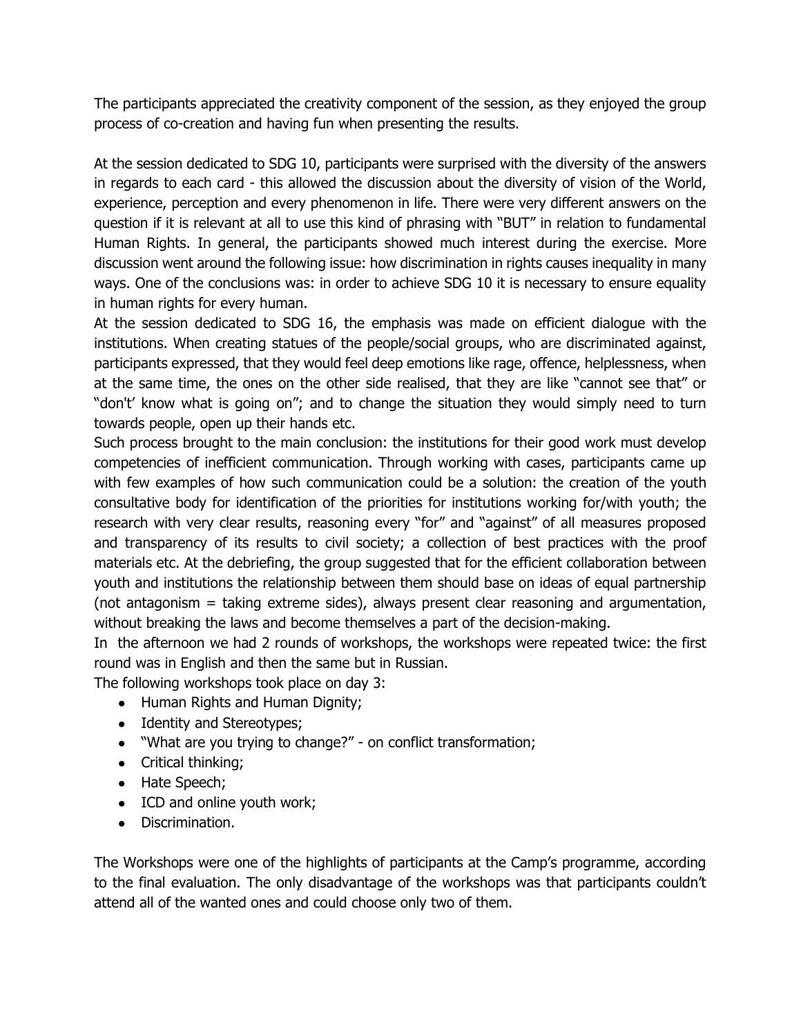The participants appreciated the creativity component of the session, as they enjoyed the group process of co-creation and having fun when presenting the results.

At the session dedicated to SDG 10, participants were surprised with the diversity of the answers in regards to each card - this allowed the discussion about the diversity of vision of the World, experience, perception and every phenomenon in life. There were very different answers on the question if it is relevant at all to use this kind of phrasing with "BUT" in relation to fundamental Human Rights. In general, the participants showed much interest during the exercise. More discussion went around the following issue: how discrimination in rights causes inequality in many ways. One of the conclusions was: in order to achieve SDG 10 it is necessary to ensure equality in human rights for every human.

At the session dedicated to SDG 16, the emphasis was made on efficient dialogue with the institutions. When creating statues of the people/social groups, who are discriminated against, participants expressed, that they would feel deep emotions like rage, offence, helplessness, when at the same time, the ones on the other side realised, that they are like "cannot see that" or "don't' know what is going on"; and to change the situation they would simply need to turn towards people, open up their hands etc.

Such process brought to the main conclusion: the institutions for their good work must develop competencies of inefficient communication. Through working with cases, participants came up with few examples of how such communication could be a solution: the creation of the youth consultative body for identification of the priorities for institutions working for/with youth; the research with very clear results, reasoning every "for" and "against" of all measures proposed and transparency of its results to civil society; a collection of best practices with the proof materials etc. At the debriefing, the group suggested that for the efficient collaboration between youth and institutions the relationship between them should base on ideas of equal partnership (not antagonism = taking extreme sides), always present clear reasoning and argumentation, without breaking the laws and become themselves a part of the decision-making.

In the afternoon we had 2 rounds of workshops, the workshops were repeated twice: the first round was in English and then the same but in Russian.

The following workshops took place on day 3:

- Human Rights and Human Dignity;
- Identity and Stereotypes;
- "What are you trying to change?" - on conflict transformation;
- Critical thinking;
- Hate Speech;
- ICD and online youth work;
- Discrimination.

The Workshops were one of the highlights of participants at the Camp's programme, according to the final evaluation. The only disadvantage of the workshops was that participants couldn't attend all of the wanted ones and could choose only two of them.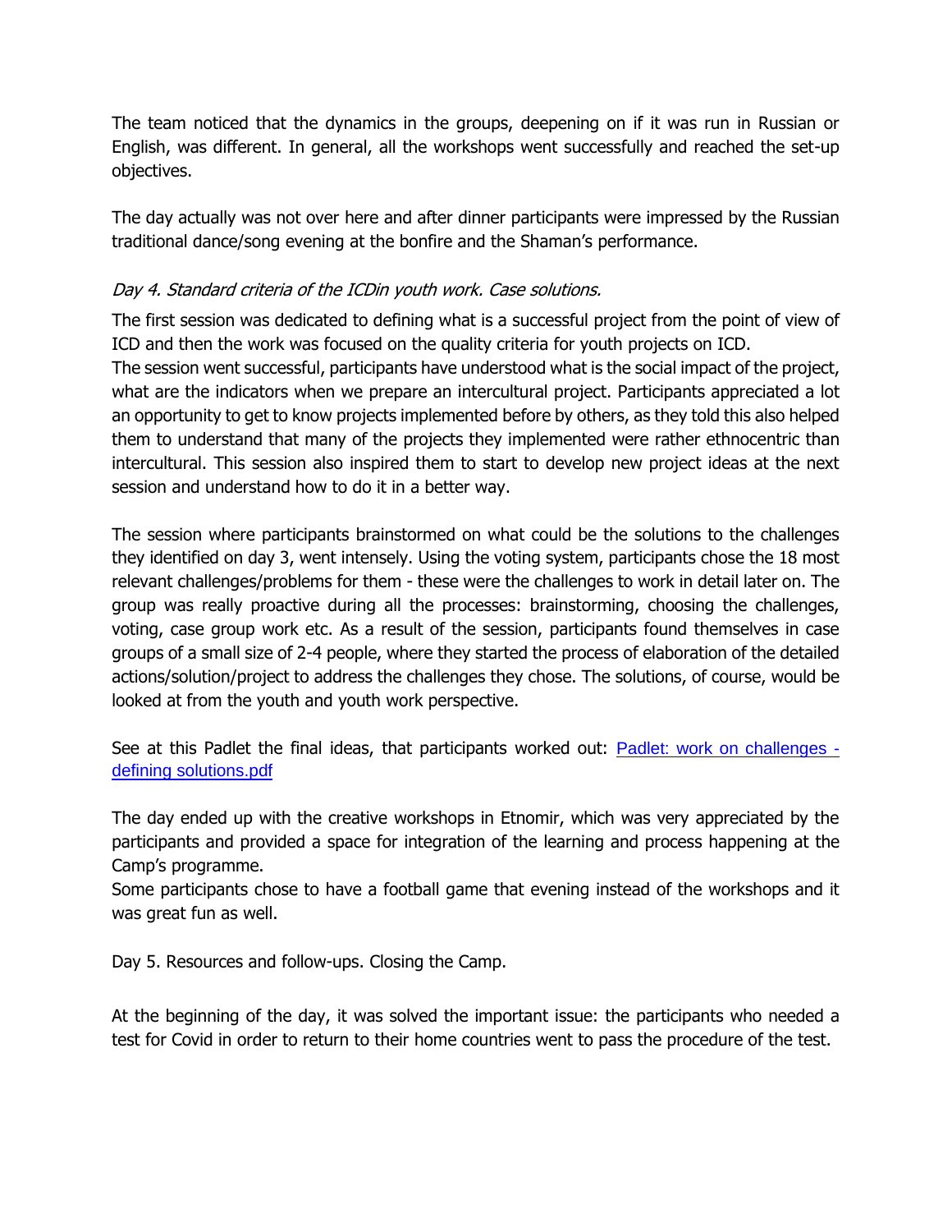The team noticed that the dynamics in the groups, deepening on if it was run in Russian or English, was different. In general, all the workshops went successfully and reached the set-up objectives.

The day actually was not over here and after dinner participants were impressed by the Russian traditional dance/song evening at the bonfire and the Shaman's performance.

*Day 4. Standard criteria of the ICDin youth work. Case solutions.*

The first session was dedicated to defining what is a successful project from the point of view of ICD and then the work was focused on the quality criteria for youth projects on ICD.
The session went successful, participants have understood what is the social impact of the project, what are the indicators when we prepare an intercultural project. Participants appreciated a lot an opportunity to get to know projects implemented before by others, as they told this also helped them to understand that many of the projects they implemented were rather ethnocentric than intercultural. This session also inspired them to start to develop new project ideas at the next session and understand how to do it in a better way.

The session where participants brainstormed on what could be the solutions to the challenges they identified on day 3, went intensely. Using the voting system, participants chose the 18 most relevant challenges/problems for them - these were the challenges to work in detail later on. The group was really proactive during all the processes: brainstorming, choosing the challenges, voting, case group work etc. As a result of the session, participants found themselves in case groups of a small size of 2-4 people, where they started the process of elaboration of the detailed actions/solution/project to address the challenges they chose. The solutions, of course, would be looked at from the youth and youth work perspective.

See at this Padlet the final ideas, that participants worked out: [Padlet: work on challenges - defining solutions.pdf]

The day ended up with the creative workshops in Etnomir, which was very appreciated by the participants and provided a space for integration of the learning and process happening at the Camp's programme.
Some participants chose to have a football game that evening instead of the workshops and it was great fun as well.

Day 5. Resources and follow-ups. Closing the Camp.

At the beginning of the day, it was solved the important issue: the participants who needed a test for Covid in order to return to their home countries went to pass the procedure of the test.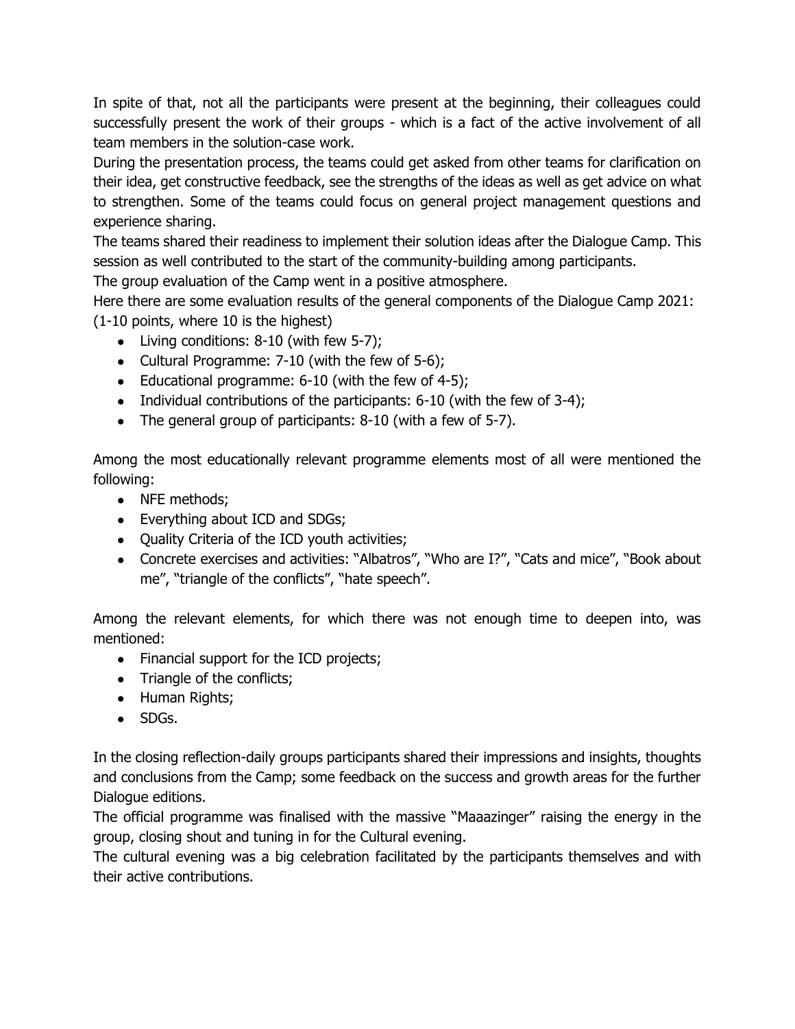In spite of that, not all the participants were present at the beginning, their colleagues could successfully present the work of their groups - which is a fact of the active involvement of all team members in the solution-case work.

During the presentation process, the teams could get asked from other teams for clarification on their idea, get constructive feedback, see the strengths of the ideas as well as get advice on what to strengthen. Some of the teams could focus on general project management questions and experience sharing.

The teams shared their readiness to implement their solution ideas after the Dialogue Camp. This session as well contributed to the start of the community-building among participants.

The group evaluation of the Camp went in a positive atmosphere.

Here there are some evaluation results of the general components of the Dialogue Camp 2021: (1-10 points, where 10 is the highest)

- Living conditions: 8-10 (with few 5-7);
- Cultural Programme: 7-10 (with the few of 5-6);
- Educational programme: 6-10 (with the few of 4-5);
- Individual contributions of the participants: 6-10 (with the few of 3-4);
- The general group of participants: 8-10 (with a few of 5-7).

Among the most educationally relevant programme elements most of all were mentioned the following:

- NFE methods;
- Everything about ICD and SDGs;
- Quality Criteria of the ICD youth activities;
- Concrete exercises and activities: "Albatros", "Who are I?", "Cats and mice", "Book about me", "triangle of the conflicts", "hate speech".

Among the relevant elements, for which there was not enough time to deepen into, was mentioned:

- Financial support for the ICD projects;
- Triangle of the conflicts;
- Human Rights;
- SDGs.

In the closing reflection-daily groups participants shared their impressions and insights, thoughts and conclusions from the Camp; some feedback on the success and growth areas for the further Dialogue editions.

The official programme was finalised with the massive "Maaazinger" raising the energy in the group, closing shout and tuning in for the Cultural evening.

The cultural evening was a big celebration facilitated by the participants themselves and with their active contributions.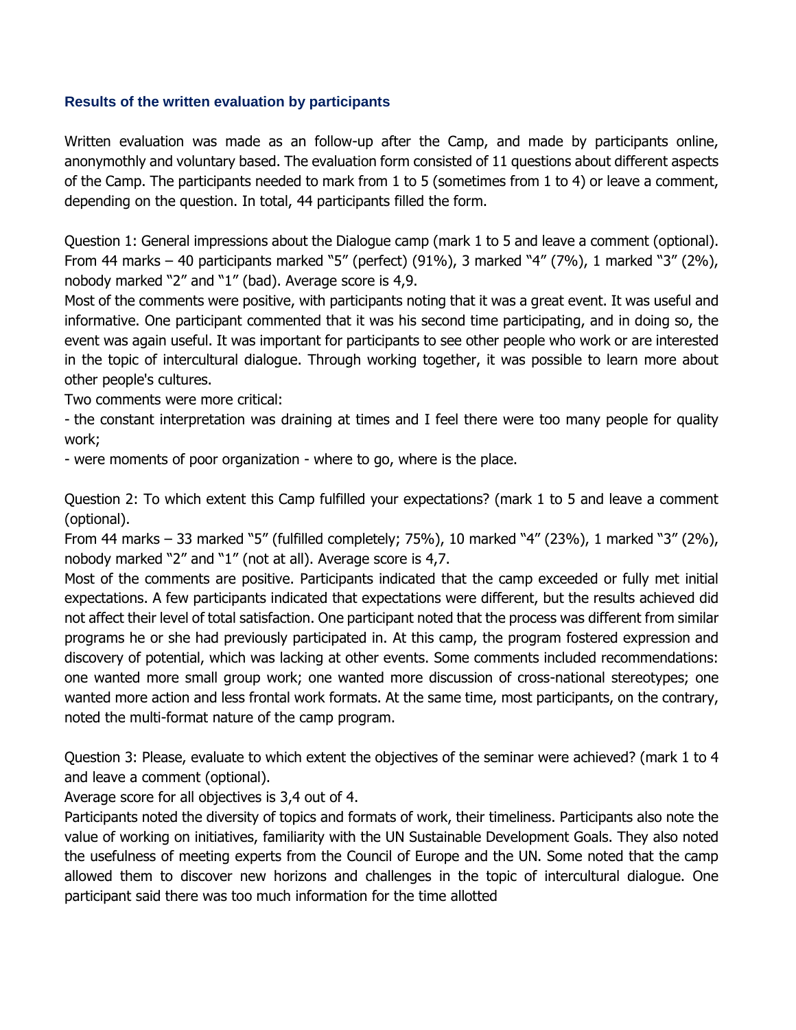### Results of the written evaluation by participants

Written evaluation was made as an follow-up after the Camp, and made by participants online, anonymothly and voluntary based. The evaluation form consisted of 11 questions about different aspects of the Camp. The participants needed to mark from 1 to 5 (sometimes from 1 to 4) or leave a comment, depending on the question. In total, 44 participants filled the form.

Question 1: General impressions about the Dialogue camp (mark 1 to 5 and leave a comment (optional).
From 44 marks – 40 participants marked "5" (perfect) (91%), 3 marked "4" (7%), 1 marked "3" (2%), nobody marked "2" and "1" (bad). Average score is 4,9.
Most of the comments were positive, with participants noting that it was a great event. It was useful and informative. One participant commented that it was his second time participating, and in doing so, the event was again useful. It was important for participants to see other people who work or are interested in the topic of intercultural dialogue. Through working together, it was possible to learn more about other people's cultures.
Two comments were more critical:
- the constant interpretation was draining at times and I feel there were too many people for quality work;
- were moments of poor organization - where to go, where is the place.

Question 2: To which extent this Camp fulfilled your expectations? (mark 1 to 5 and leave a comment (optional).
From 44 marks – 33 marked "5" (fulfilled completely; 75%), 10 marked "4" (23%), 1 marked "3" (2%), nobody marked "2" and "1" (not at all). Average score is 4,7.
Most of the comments are positive. Participants indicated that the camp exceeded or fully met initial expectations. A few participants indicated that expectations were different, but the results achieved did not affect their level of total satisfaction. One participant noted that the process was different from similar programs he or she had previously participated in. At this camp, the program fostered expression and discovery of potential, which was lacking at other events. Some comments included recommendations: one wanted more small group work; one wanted more discussion of cross-national stereotypes; one wanted more action and less frontal work formats. At the same time, most participants, on the contrary, noted the multi-format nature of the camp program.

Question 3: Please, evaluate to which extent the objectives of the seminar were achieved? (mark 1 to 4 and leave a comment (optional).
Average score for all objectives is 3,4 out of 4.
Participants noted the diversity of topics and formats of work, their timeliness. Participants also note the value of working on initiatives, familiarity with the UN Sustainable Development Goals. They also noted the usefulness of meeting experts from the Council of Europe and the UN. Some noted that the camp allowed them to discover new horizons and challenges in the topic of intercultural dialogue. One participant said there was too much information for the time allotted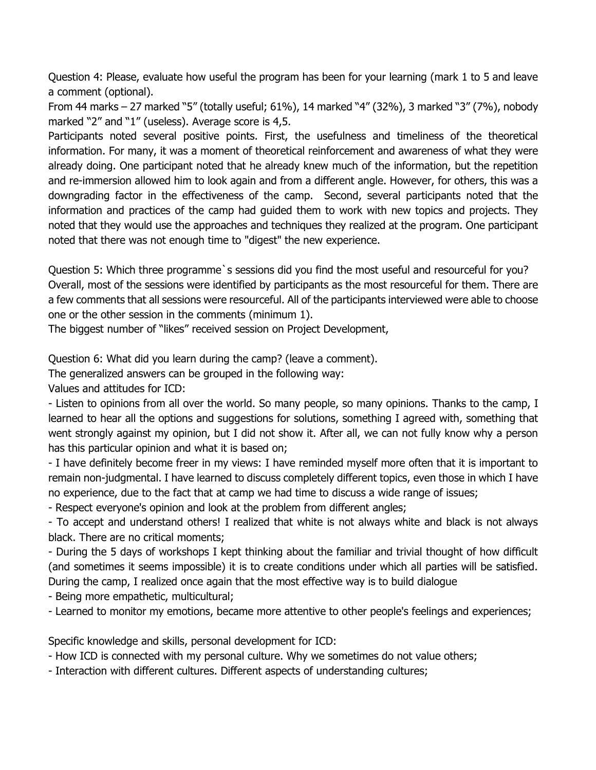Question 4: Please, evaluate how useful the program has been for your learning (mark 1 to 5 and leave a comment (optional).

From 44 marks – 27 marked "5" (totally useful; 61%), 14 marked "4" (32%), 3 marked "3" (7%), nobody marked "2" and "1" (useless). Average score is 4,5.

Participants noted several positive points. First, the usefulness and timeliness of the theoretical information. For many, it was a moment of theoretical reinforcement and awareness of what they were already doing. One participant noted that he already knew much of the information, but the repetition and re-immersion allowed him to look again and from a different angle. However, for others, this was a downgrading factor in the effectiveness of the camp. Second, several participants noted that the information and practices of the camp had guided them to work with new topics and projects. They noted that they would use the approaches and techniques they realized at the program. One participant noted that there was not enough time to "digest" the new experience.

Question 5: Which three programme`s sessions did you find the most useful and resourceful for you?

Overall, most of the sessions were identified by participants as the most resourceful for them. There are a few comments that all sessions were resourceful. All of the participants interviewed were able to choose one or the other session in the comments (minimum 1).

The biggest number of "likes" received session on Project Development,

Question 6: What did you learn during the camp? (leave a comment).

The generalized answers can be grouped in the following way:

Values and attitudes for ICD:

- Listen to opinions from all over the world. So many people, so many opinions. Thanks to the camp, I learned to hear all the options and suggestions for solutions, something I agreed with, something that went strongly against my opinion, but I did not show it. After all, we can not fully know why a person has this particular opinion and what it is based on;
- I have definitely become freer in my views: I have reminded myself more often that it is important to remain non-judgmental. I have learned to discuss completely different topics, even those in which I have no experience, due to the fact that at camp we had time to discuss a wide range of issues;
- Respect everyone's opinion and look at the problem from different angles;
- To accept and understand others! I realized that white is not always white and black is not always black. There are no critical moments;
- During the 5 days of workshops I kept thinking about the familiar and trivial thought of how difficult (and sometimes it seems impossible) it is to create conditions under which all parties will be satisfied. During the camp, I realized once again that the most effective way is to build dialogue
- Being more empathetic, multicultural;
- Learned to monitor my emotions, became more attentive to other people's feelings and experiences;

Specific knowledge and skills, personal development for ICD:

- How ICD is connected with my personal culture. Why we sometimes do not value others;
- Interaction with different cultures. Different aspects of understanding cultures;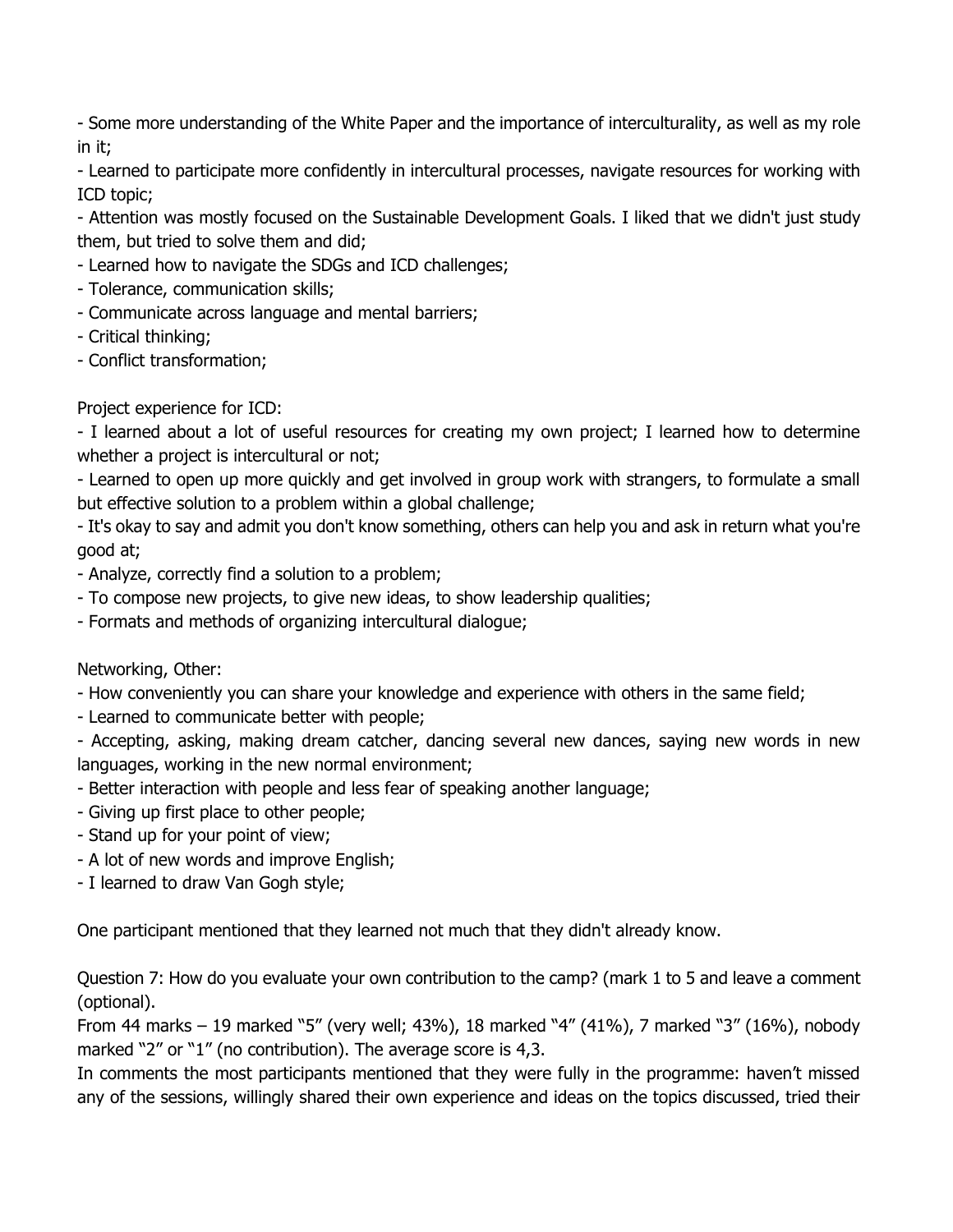- Some more understanding of the White Paper and the importance of interculturality, as well as my role in it;
- Learned to participate more confidently in intercultural processes, navigate resources for working with ICD topic;
- Attention was mostly focused on the Sustainable Development Goals. I liked that we didn't just study them, but tried to solve them and did;
- Learned how to navigate the SDGs and ICD challenges;
- Tolerance, communication skills;
- Communicate across language and mental barriers;
- Critical thinking;
- Conflict transformation;

Project experience for ICD:
- I learned about a lot of useful resources for creating my own project; I learned how to determine whether a project is intercultural or not;
- Learned to open up more quickly and get involved in group work with strangers, to formulate a small but effective solution to a problem within a global challenge;
- It's okay to say and admit you don't know something, others can help you and ask in return what you're good at;
- Analyze, correctly find a solution to a problem;
- To compose new projects, to give new ideas, to show leadership qualities;
- Formats and methods of organizing intercultural dialogue;

Networking, Other:
- How conveniently you can share your knowledge and experience with others in the same field;
- Learned to communicate better with people;
- Accepting, asking, making dream catcher, dancing several new dances, saying new words in new languages, working in the new normal environment;
- Better interaction with people and less fear of speaking another language;
- Giving up first place to other people;
- Stand up for your point of view;
- A lot of new words and improve English;
- I learned to draw Van Gogh style;

One participant mentioned that they learned not much that they didn't already know.

Question 7: How do you evaluate your own contribution to the camp? (mark 1 to 5 and leave a comment (optional).

From 44 marks – 19 marked "5" (very well; 43%), 18 marked "4" (41%), 7 marked "3" (16%), nobody marked "2" or "1" (no contribution). The average score is 4,3.

In comments the most participants mentioned that they were fully in the programme: haven't missed any of the sessions, willingly shared their own experience and ideas on the topics discussed, tried their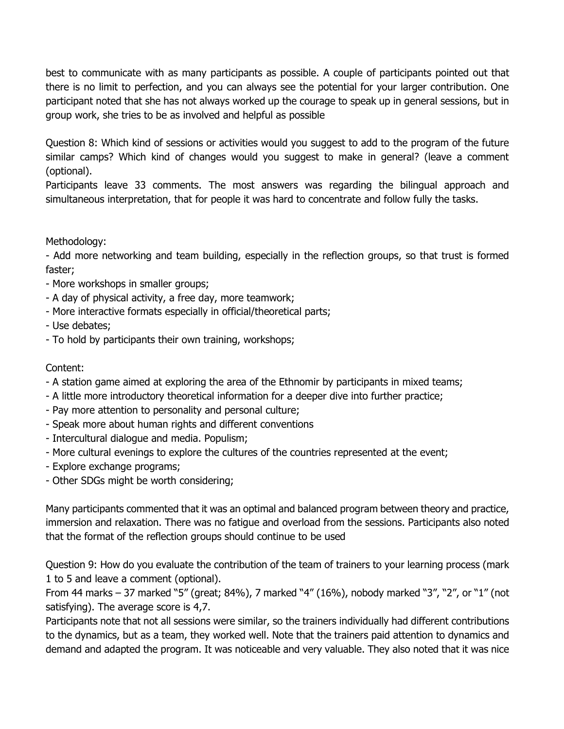best to communicate with as many participants as possible. A couple of participants pointed out that there is no limit to perfection, and you can always see the potential for your larger contribution. One participant noted that she has not always worked up the courage to speak up in general sessions, but in group work, she tries to be as involved and helpful as possible

Question 8: Which kind of sessions or activities would you suggest to add to the program of the future similar camps? Which kind of changes would you suggest to make in general? (leave a comment (optional).

Participants leave 33 comments. The most answers was regarding the bilingual approach and simultaneous interpretation, that for people it was hard to concentrate and follow fully the tasks.

Methodology:

- Add more networking and team building, especially in the reflection groups, so that trust is formed faster;
- More workshops in smaller groups;
- A day of physical activity, a free day, more teamwork;
- More interactive formats especially in official/theoretical parts;
- Use debates;
- To hold by participants their own training, workshops;

Content:

- A station game aimed at exploring the area of the Ethnomir by participants in mixed teams;
- A little more introductory theoretical information for a deeper dive into further practice;
- Pay more attention to personality and personal culture;
- Speak more about human rights and different conventions
- Intercultural dialogue and media. Populism;
- More cultural evenings to explore the cultures of the countries represented at the event;
- Explore exchange programs;
- Other SDGs might be worth considering;

Many participants commented that it was an optimal and balanced program between theory and practice, immersion and relaxation. There was no fatigue and overload from the sessions. Participants also noted that the format of the reflection groups should continue to be used

Question 9: How do you evaluate the contribution of the team of trainers to your learning process (mark 1 to 5 and leave a comment (optional).

From 44 marks – 37 marked "5" (great; 84%), 7 marked "4" (16%), nobody marked "3", "2", or "1" (not satisfying). The average score is 4,7.

Participants note that not all sessions were similar, so the trainers individually had different contributions to the dynamics, but as a team, they worked well. Note that the trainers paid attention to dynamics and demand and adapted the program. It was noticeable and very valuable. They also noted that it was nice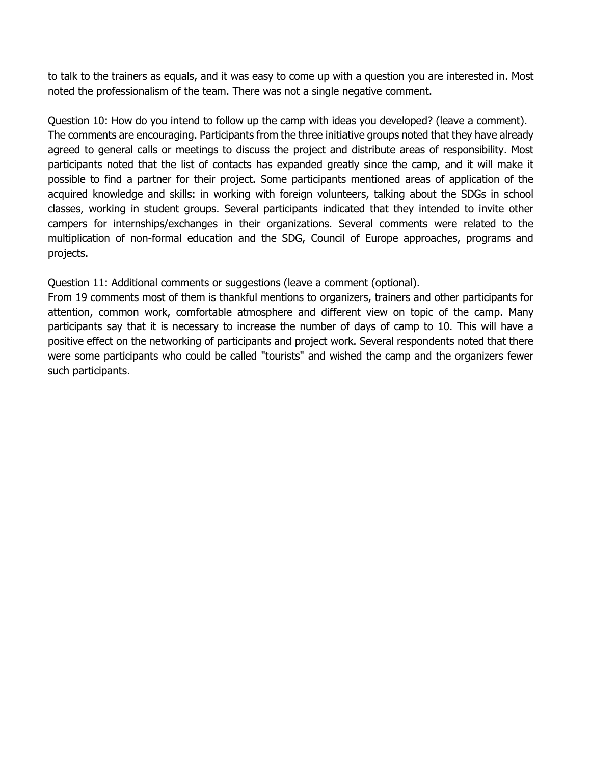to talk to the trainers as equals, and it was easy to come up with a question you are interested in. Most noted the professionalism of the team. There was not a single negative comment.

Question 10: How do you intend to follow up the camp with ideas you developed? (leave a comment).
The comments are encouraging. Participants from the three initiative groups noted that they have already agreed to general calls or meetings to discuss the project and distribute areas of responsibility. Most participants noted that the list of contacts has expanded greatly since the camp, and it will make it possible to find a partner for their project. Some participants mentioned areas of application of the acquired knowledge and skills: in working with foreign volunteers, talking about the SDGs in school classes, working in student groups. Several participants indicated that they intended to invite other campers for internships/exchanges in their organizations. Several comments were related to the multiplication of non-formal education and the SDG, Council of Europe approaches, programs and projects.

Question 11: Additional comments or suggestions (leave a comment (optional).
From 19 comments most of them is thankful mentions to organizers, trainers and other participants for attention, common work, comfortable atmosphere and different view on topic of the camp. Many participants say that it is necessary to increase the number of days of camp to 10. This will have a positive effect on the networking of participants and project work. Several respondents noted that there were some participants who could be called "tourists" and wished the camp and the organizers fewer such participants.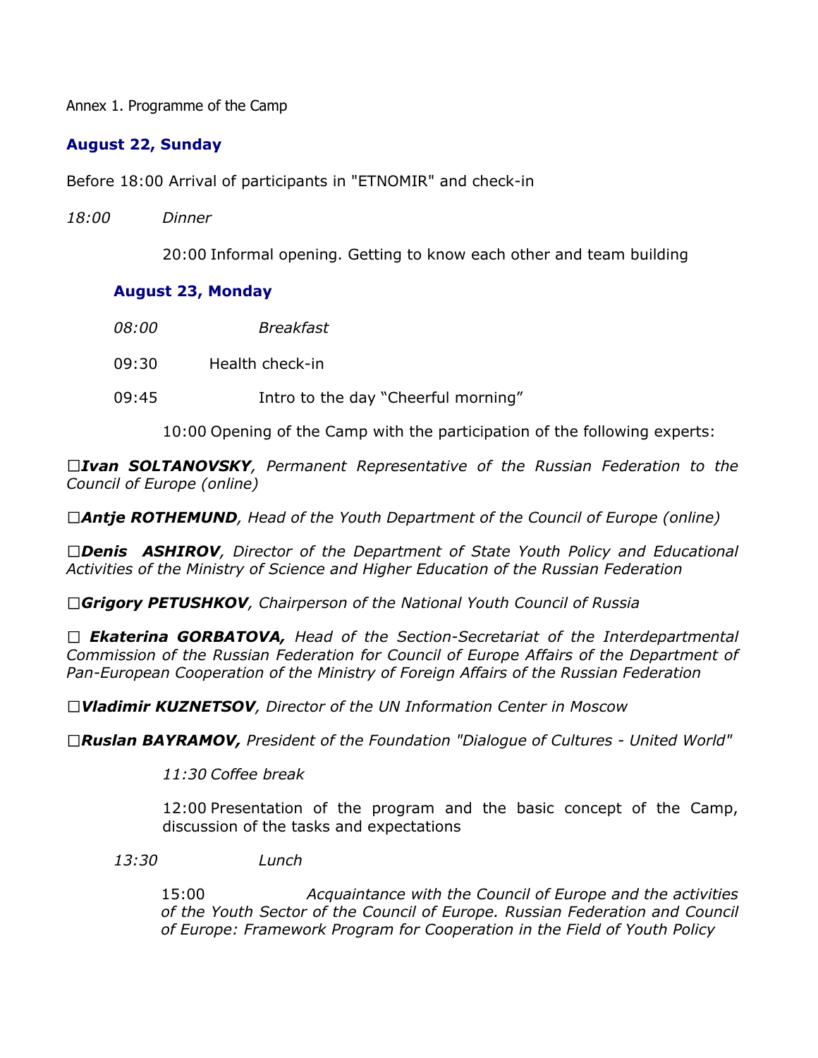Annex 1. Programme of the Camp

**August 22, Sunday**

Before 18:00 Arrival of participants in "ETNOMIR" and check-in

*18:00 Dinner*

20:00 Informal opening. Getting to know each other and team building

**August 23, Monday**

*08:00 Breakfast*

09:30 Health check-in

09:45 Intro to the day "Cheerful morning"

10:00 Opening of the Camp with the participation of the following experts:

- ***Ivan SOLTANOVSKY****, Permanent Representative of the Russian Federation to the Council of Europe (online)*
- ***Antje ROTHEMUND****, Head of the Youth Department of the Council of Europe (online)*
- ***Denis ASHIROV****, Director of the Department of State Youth Policy and Educational Activities of the Ministry of Science and Higher Education of the Russian Federation*
- ***Grigory PETUSHKOV****, Chairperson of the National Youth Council of Russia*
- ***Ekaterina GORBATOVA,*** *Head of the Section-Secretariat of the Interdepartmental Commission of the Russian Federation for Council of Europe Affairs of the Department of Pan-European Cooperation of the Ministry of Foreign Affairs of the Russian Federation*
- ***Vladimir KUZNETSOV****, Director of the UN Information Center in Moscow*
- ***Ruslan BAYRAMOV,*** *President of the Foundation "Dialogue of Cultures - United World"*

*11:30 Coffee break*

12:00 Presentation of the program and the basic concept of the Camp, discussion of the tasks and expectations

*13:30 Lunch*

15:00 *Acquaintance with the Council of Europe and the activities of the Youth Sector of the Council of Europe. Russian Federation and Council of Europe: Framework Program for Cooperation in the Field of Youth Policy*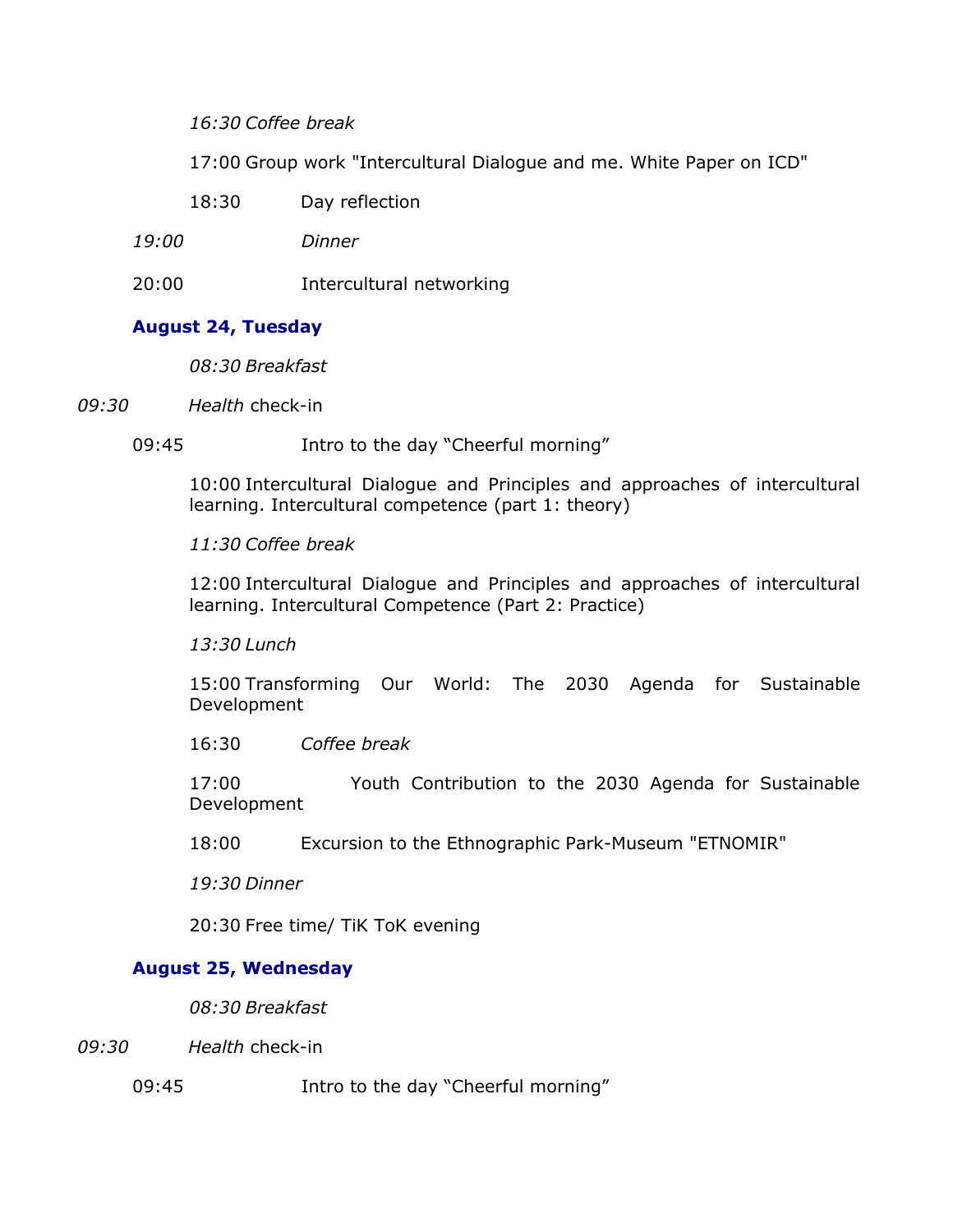*16:30 Coffee break*

17:00 Group work "Intercultural Dialogue and me. White Paper on ICD"

18:30 Day reflection

*19:00 Dinner*

20:00 Intercultural networking

**August 24, Tuesday**

*08:30 Breakfast*

*09:30 Health* check-in

09:45 Intro to the day "Cheerful morning"

10:00 Intercultural Dialogue and Principles and approaches of intercultural learning. Intercultural competence (part 1: theory)

*11:30 Coffee break*

12:00 Intercultural Dialogue and Principles and approaches of intercultural learning. Intercultural Competence (Part 2: Practice)

*13:30 Lunch*

15:00 Transforming Our World: The 2030 Agenda for Sustainable Development

16:30 *Coffee break*

17:00 Youth Contribution to the 2030 Agenda for Sustainable Development

18:00 Excursion to the Ethnographic Park-Museum "ETNOMIR"

*19:30 Dinner*

20:30 Free time/ TiK ToK evening

**August 25, Wednesday**

*08:30 Breakfast*

*09:30 Health* check-in

09:45 Intro to the day "Cheerful morning"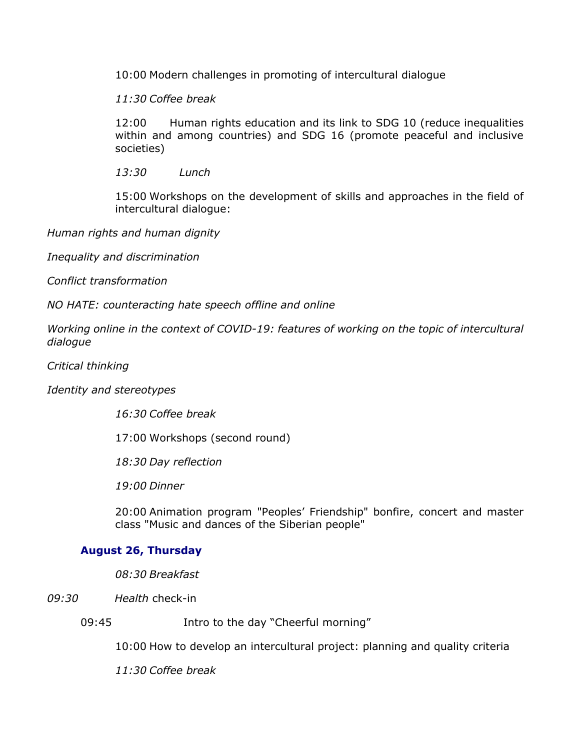10:00 Modern challenges in promoting of intercultural dialogue

*11:30 Coffee break*

12:00 Human rights education and its link to SDG 10 (reduce inequalities within and among countries) and SDG 16 (promote peaceful and inclusive societies)

*13:30 Lunch*

15:00 Workshops on the development of skills and approaches in the field of intercultural dialogue:

*Human rights and human dignity*

*Inequality and discrimination*

*Conflict transformation*

*NO HATE: counteracting hate speech offline and online*

*Working online in the context of COVID-19: features of working on the topic of intercultural dialogue*

*Critical thinking*

*Identity and stereotypes*

*16:30 Coffee break*

17:00 Workshops (second round)

*18:30 Day reflection*

*19:00 Dinner*

20:00 Animation program "Peoples' Friendship" bonfire, concert and master class "Music and dances of the Siberian people"

### August 26, Thursday

*08:30 Breakfast*

*09:30 Health* check-in

09:45 Intro to the day "Cheerful morning"

10:00 How to develop an intercultural project: planning and quality criteria

*11:30 Coffee break*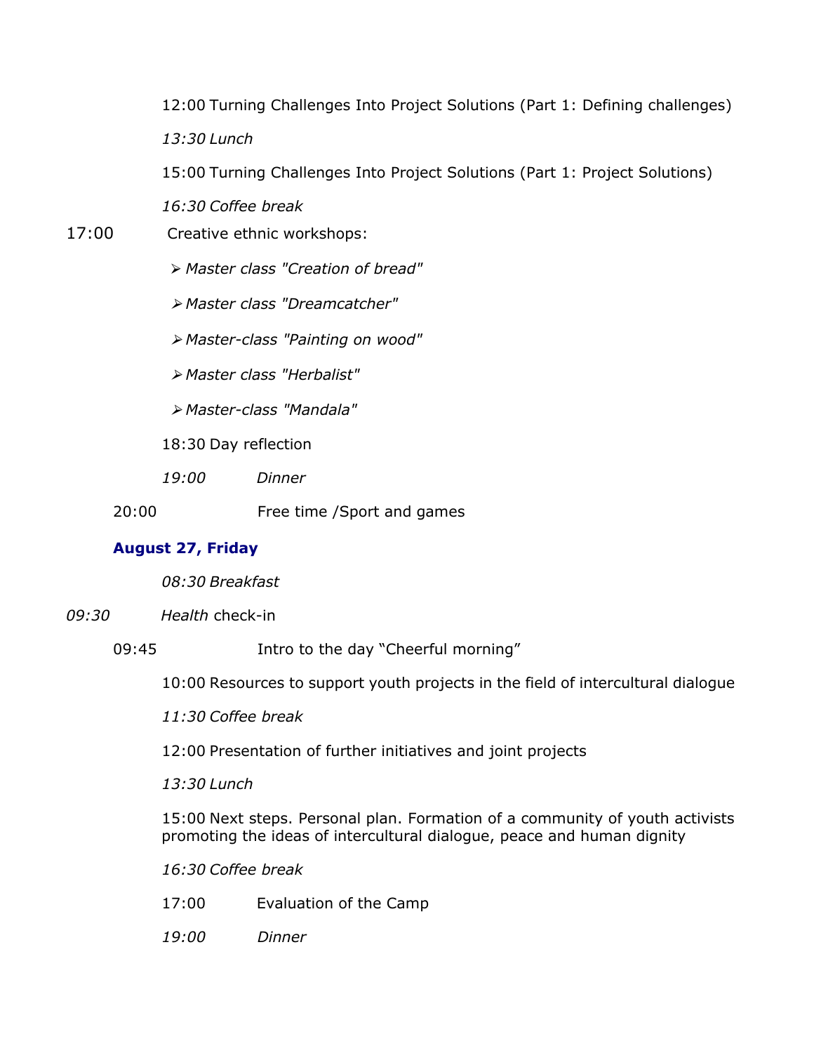12:00 Turning Challenges Into Project Solutions (Part 1: Defining challenges)

*13:30 Lunch*

15:00 Turning Challenges Into Project Solutions (Part 1: Project Solutions)

*16:30 Coffee break*

17:00 Creative ethnic workshops:

- *Master class "Creation of bread"*
- *Master class "Dreamcatcher"*
- *Master-class "Painting on wood"*
- *Master class "Herbalist"*
- *Master-class "Mandala"*

18:30 Day reflection

*19:00 Dinner*

20:00 Free time /Sport and games

**August 27, Friday**

*08:30 Breakfast*

*09:30 Health* check-in

09:45 Intro to the day "Cheerful morning"

10:00 Resources to support youth projects in the field of intercultural dialogue

*11:30 Coffee break*

12:00 Presentation of further initiatives and joint projects

*13:30 Lunch*

15:00 Next steps. Personal plan. Formation of a community of youth activists promoting the ideas of intercultural dialogue, peace and human dignity

*16:30 Coffee break*

17:00 Evaluation of the Camp

*19:00 Dinner*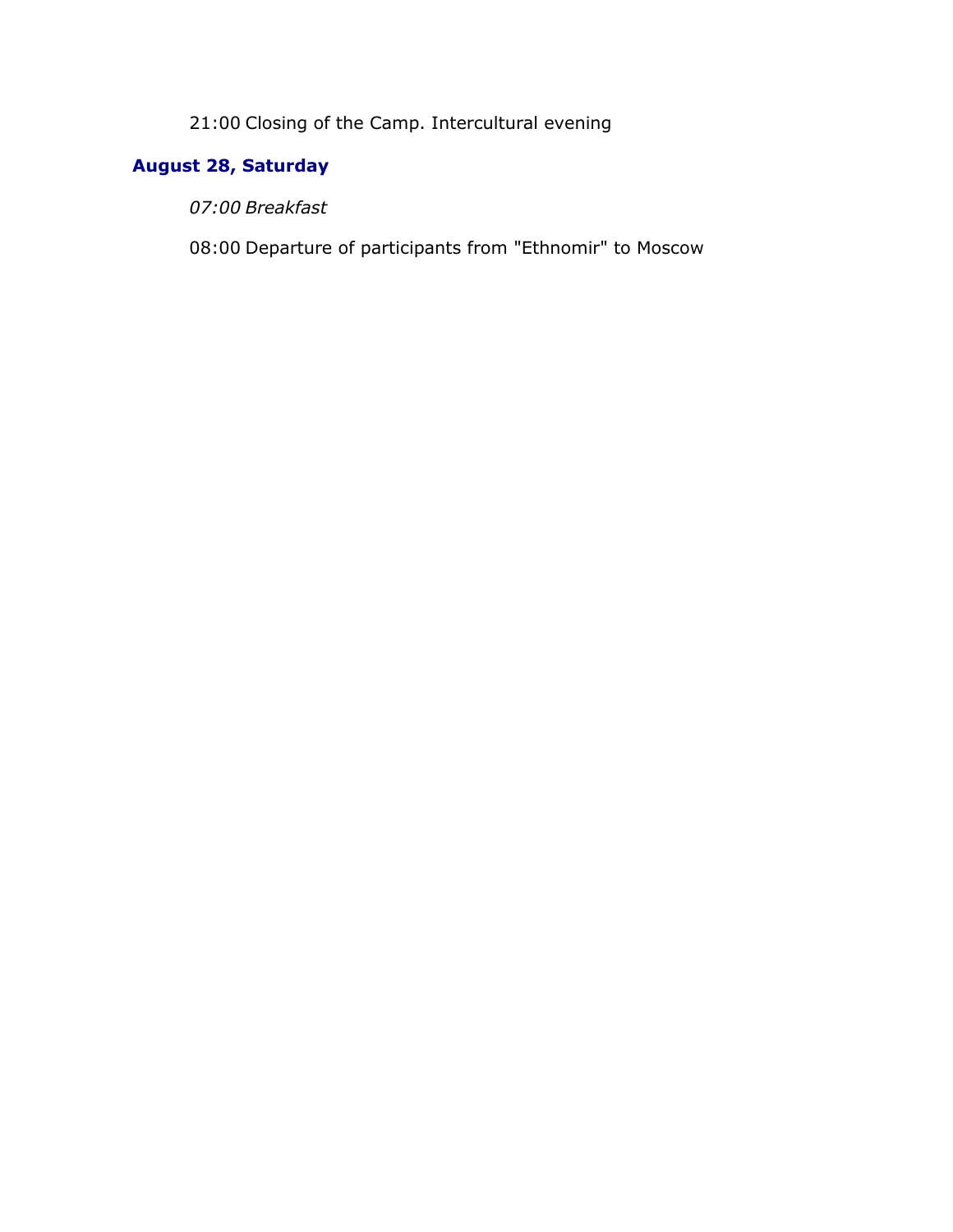21:00 Closing of the Camp. Intercultural evening

### August 28, Saturday

*07:00 Breakfast*

08:00 Departure of participants from "Ethnomir" to Moscow